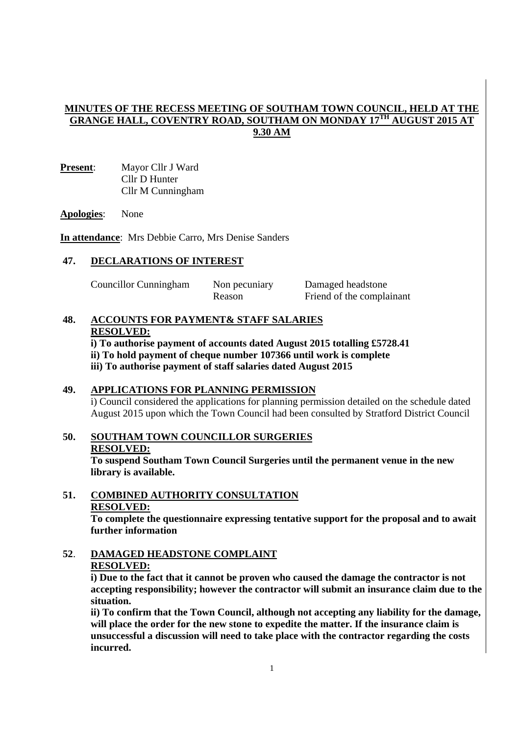# MINUTES OF THE RECESS MEETING OF SOUTHAM TOWN COUNCIL, HELD AT THE GRANGE HALL, COVENTRY ROAD, SOUTHAM ON MONDAY 17TH AUGUST 2015 AT 9.30 AM

**Present**: Mayor Cllr J Ward
Cllr D Hunter
Cllr M Cunningham

**Apologies**: None

**In attendance**: Mrs Debbie Carro, Mrs Denise Sanders

## 47. DECLARATIONS OF INTEREST

| | | |
|---|---|---|
| Councillor Cunningham | Non pecuniary | Damaged headstone |
| | Reason | Friend of the complainant |

## 48. ACCOUNTS FOR PAYMENT& STAFF SALARIES

**RESOLVED:**

**i) To authorise payment of accounts dated August 2015 totalling £5728.41**
**ii) To hold payment of cheque number 107366 until work is complete**
**iii) To authorise payment of staff salaries dated August 2015**

## 49. APPLICATIONS FOR PLANNING PERMISSION

i) Council considered the applications for planning permission detailed on the schedule dated August 2015 upon which the Town Council had been consulted by Stratford District Council

## 50. SOUTHAM TOWN COUNCILLOR SURGERIES

**RESOLVED:**

**To suspend Southam Town Council Surgeries until the permanent venue in the new library is available.**

## 51. COMBINED AUTHORITY CONSULTATION

**RESOLVED:**

**To complete the questionnaire expressing tentative support for the proposal and to await further information**

## 52. DAMAGED HEADSTONE COMPLAINT

**RESOLVED:**

**i) Due to the fact that it cannot be proven who caused the damage the contractor is not accepting responsibility; however the contractor will submit an insurance claim due to the situation.**

**ii) To confirm that the Town Council, although not accepting any liability for the damage, will place the order for the new stone to expedite the matter. If the insurance claim is unsuccessful a discussion will need to take place with the contractor regarding the costs incurred.**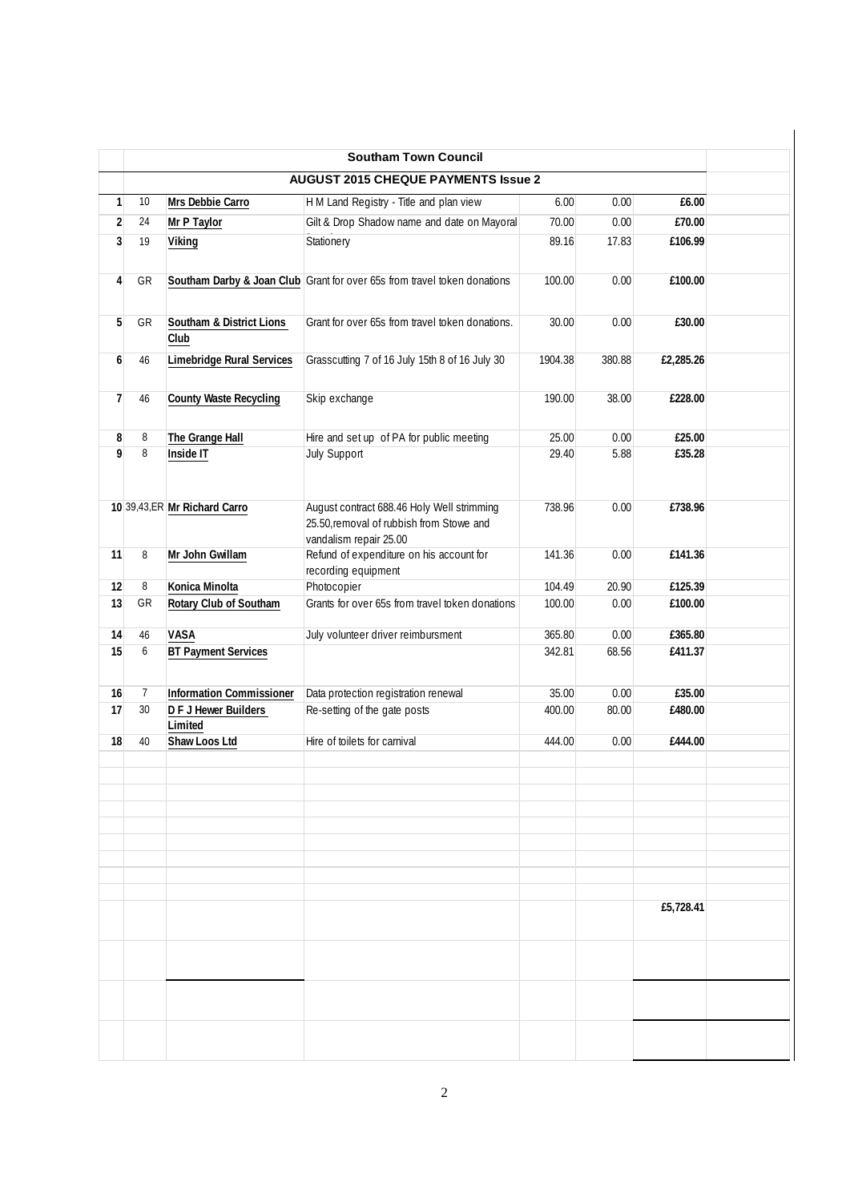## Southam Town Council

### AUGUST 2015 CHEQUE PAYMENTS Issue 2

| | | | | | | |
|---|---|---|---|---|---|---|
| 1 | 10 | **Mrs Debbie Carro** | H M Land Registry - Title and plan view | 6.00 | 0.00 | **£6.00** |
| 2 | 24 | **Mr P Taylor** | Gilt & Drop Shadow name and date on Mayoral | 70.00 | 0.00 | **£70.00** |
| 3 | 19 | **Viking** | Stationery | 89.16 | 17.83 | **£106.99** |
| 4 | GR | **Southam Darby & Joan Club** | Grant for over 65s from travel token donations | 100.00 | 0.00 | **£100.00** |
| 5 | GR | **Southam & District Lions Club** | Grant for over 65s from travel token donations. | 30.00 | 0.00 | **£30.00** |
| 6 | 46 | **Limebridge Rural Services** | Grasscutting 7 of 16 July 15th 8 of 16 July 30 | 1904.38 | 380.88 | **£2,285.26** |
| 7 | 46 | **County Waste Recycling** | Skip exchange | 190.00 | 38.00 | **£228.00** |
| 8 | 8 | **The Grange Hall** | Hire and set up of PA for public meeting | 25.00 | 0.00 | **£25.00** |
| 9 | 8 | **Inside IT** | July Support | 29.40 | 5.88 | **£35.28** |
| 10 | 39,43,ER | **Mr Richard Carro** | August contract 688.46 Holy Well strimming 25.50,removal of rubbish from Stowe and vandalism repair 25.00 | 738.96 | 0.00 | **£738.96** |
| 11 | 8 | **Mr John Gwillam** | Refund of expenditure on his account for recording equipment | 141.36 | 0.00 | **£141.36** |
| 12 | 8 | **Konica Minolta** | Photocopier | 104.49 | 20.90 | **£125.39** |
| 13 | GR | **Rotary Club of Southam** | Grants for over 65s from travel token donations | 100.00 | 0.00 | **£100.00** |
| 14 | 46 | **VASA** | July volunteer driver reimbursment | 365.80 | 0.00 | **£365.80** |
| 15 | 6 | **BT Payment Services** | | 342.81 | 68.56 | **£411.37** |
| 16 | 7 | **Information Commissioner** | Data protection registration renewal | 35.00 | 0.00 | **£35.00** |
| 17 | 30 | **D F J Hewer Builders Limited** | Re-setting of the gate posts | 400.00 | 80.00 | **£480.00** |
| 18 | 40 | **Shaw Loos Ltd** | Hire of toilets for carnival | 444.00 | 0.00 | **£444.00** |
| | | | | | | **£5,728.41** |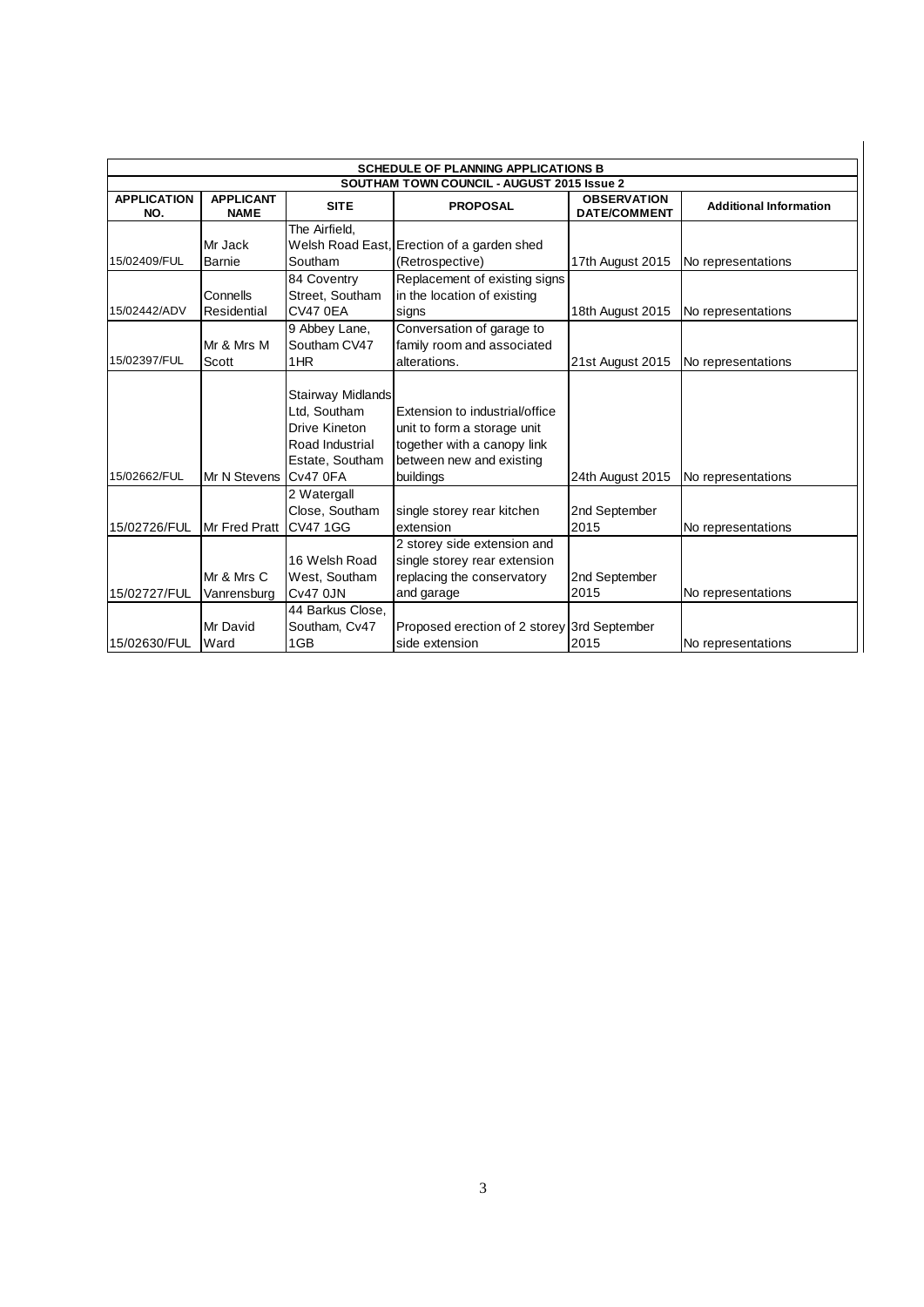| SCHEDULE OF PLANNING APPLICATIONS B | | | | | |
|---|---|---|---|---|---|
| SOUTHAM TOWN COUNCIL - AUGUST 2015 Issue 2 | | | | | |
| **APPLICATION NO.** | **APPLICANT NAME** | **SITE** | **PROPOSAL** | **OBSERVATION DATE/COMMENT** | **Additional Information** |
| 15/02409/FUL | Mr Jack Barnie | The Airfield, Welsh Road East, Southam | Erection of a garden shed (Retrospective) | 17th August 2015 | No representations |
| 15/02442/ADV | Connells Residential | 84 Coventry Street, Southam CV47 0EA | Replacement of existing signs in the location of existing signs | 18th August 2015 | No representations |
| 15/02397/FUL | Mr & Mrs M Scott | 9 Abbey Lane, Southam CV47 1HR | Conversation of garage to family room and associated alterations. | 21st August 2015 | No representations |
| 15/02662/FUL | Mr N Stevens | Stairway Midlands Ltd, Southam Drive Kineton Road Industrial Estate, Southam Cv47 0FA | Extension to industrial/office unit to form a storage unit together with a canopy link between new and existing buildings | 24th August 2015 | No representations |
| 15/02726/FUL | Mr Fred Pratt | 2 Watergall Close, Southam CV47 1GG | single storey rear kitchen extension | 2nd September 2015 | No representations |
| 15/02727/FUL | Mr & Mrs C Vanrensburg | 16 Welsh Road West, Southam Cv47 0JN | 2 storey side extension and single storey rear extension replacing the conservatory and garage | 2nd September 2015 | No representations |
| 15/02630/FUL | Mr David Ward | 44 Barkus Close, Southam, Cv47 1GB | Proposed erection of 2 storey side extension | 3rd September 2015 | No representations |